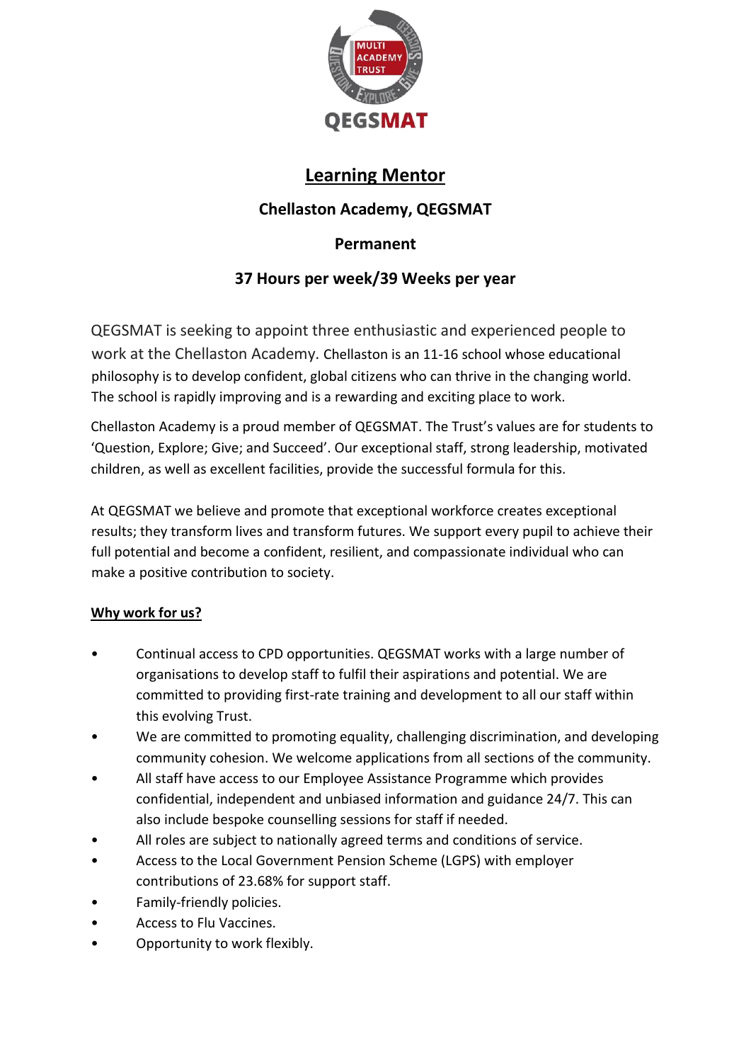# Learning Mentor

## Chellaston Academy, QEGSMAT

## Permanent

## 37 Hours per week/39 Weeks per year

QEGSMAT is seeking to appoint three enthusiastic and experienced people to work at the Chellaston Academy. Chellaston is an 11-16 school whose educational philosophy is to develop confident, global citizens who can thrive in the changing world. The school is rapidly improving and is a rewarding and exciting place to work.

Chellaston Academy is a proud member of QEGSMAT. The Trust's values are for students to 'Question, Explore; Give; and Succeed'. Our exceptional staff, strong leadership, motivated children, as well as excellent facilities, provide the successful formula for this.

At QEGSMAT we believe and promote that exceptional workforce creates exceptional results; they transform lives and transform futures. We support every pupil to achieve their full potential and become a confident, resilient, and compassionate individual who can make a positive contribution to society.

**Why work for us?**

- Continual access to CPD opportunities. QEGSMAT works with a large number of organisations to develop staff to fulfil their aspirations and potential. We are committed to providing first-rate training and development to all our staff within this evolving Trust.
- We are committed to promoting equality, challenging discrimination, and developing community cohesion. We welcome applications from all sections of the community.
- All staff have access to our Employee Assistance Programme which provides confidential, independent and unbiased information and guidance 24/7. This can also include bespoke counselling sessions for staff if needed.
- All roles are subject to nationally agreed terms and conditions of service.
- Access to the Local Government Pension Scheme (LGPS) with employer contributions of 23.68% for support staff.
- Family-friendly policies.
- Access to Flu Vaccines.
- Opportunity to work flexibly.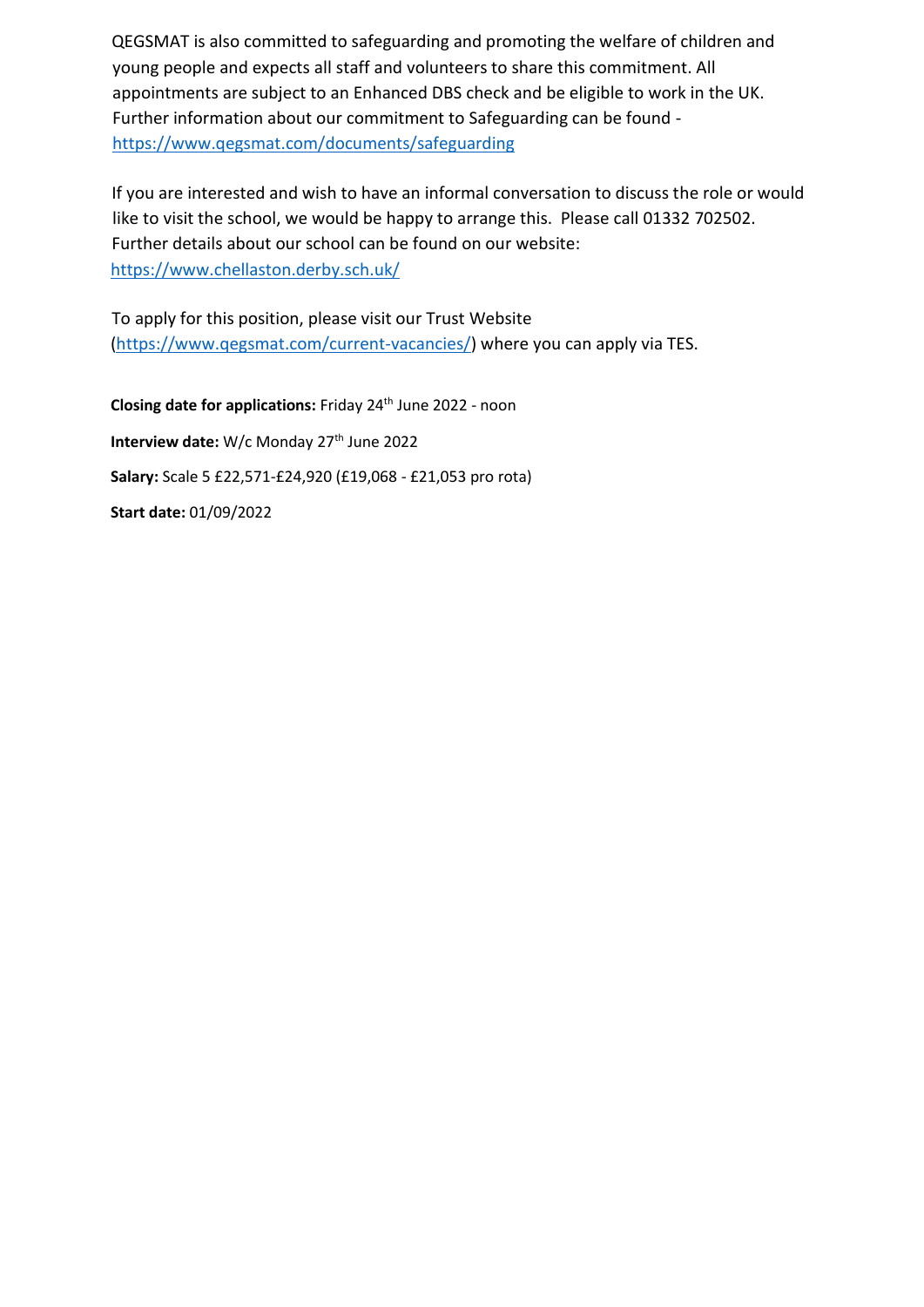QEGSMAT is also committed to safeguarding and promoting the welfare of children and young people and expects all staff and volunteers to share this commitment. All appointments are subject to an Enhanced DBS check and be eligible to work in the UK. Further information about our commitment to Safeguarding can be found - https://www.qegsmat.com/documents/safeguarding

If you are interested and wish to have an informal conversation to discuss the role or would like to visit the school, we would be happy to arrange this. Please call 01332 702502. Further details about our school can be found on our website: https://www.chellaston.derby.sch.uk/

To apply for this position, please visit our Trust Website (https://www.qegsmat.com/current-vacancies/) where you can apply via TES.

**Closing date for applications:** Friday 24th June 2022 - noon

**Interview date:** W/c Monday 27th June 2022

**Salary:** Scale 5 £22,571-£24,920 (£19,068 - £21,053 pro rota)

**Start date:** 01/09/2022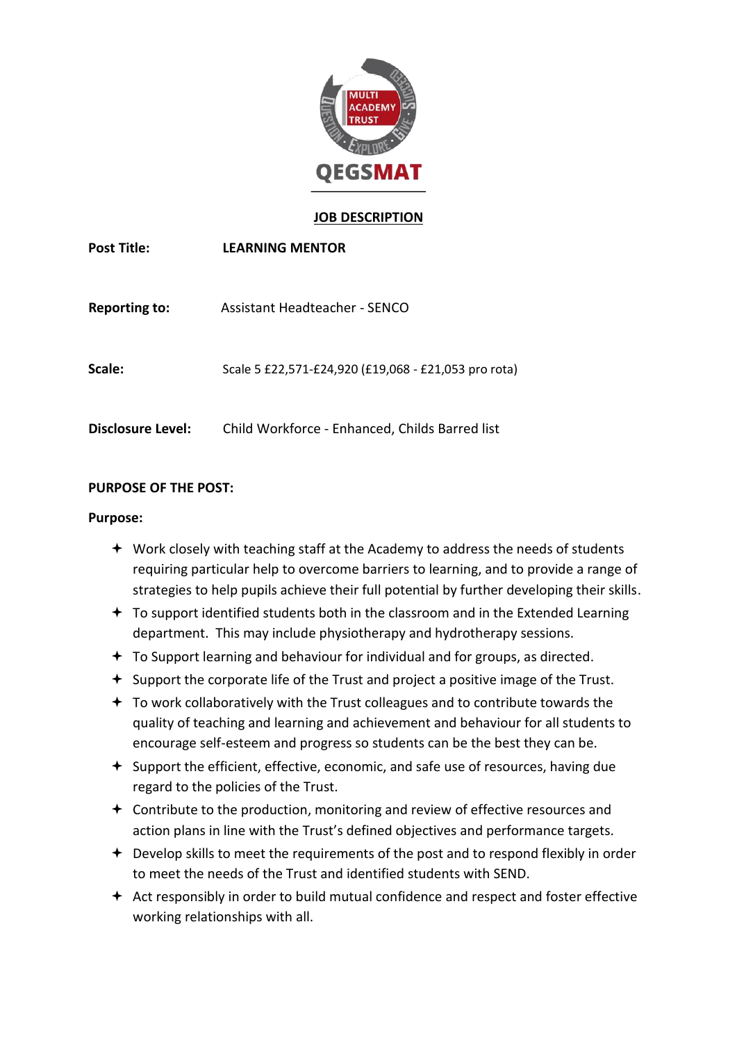QEGSMAT

**JOB DESCRIPTION**

**Post Title:** **LEARNING MENTOR**

**Reporting to:** Assistant Headteacher - SENCO

**Scale:** Scale 5 £22,571-£24,920 (£19,068 - £21,053 pro rota)

**Disclosure Level:** Child Workforce - Enhanced, Childs Barred list

**PURPOSE OF THE POST:**

**Purpose:**

- Work closely with teaching staff at the Academy to address the needs of students requiring particular help to overcome barriers to learning, and to provide a range of strategies to help pupils achieve their full potential by further developing their skills.
- To support identified students both in the classroom and in the Extended Learning department. This may include physiotherapy and hydrotherapy sessions.
- To Support learning and behaviour for individual and for groups, as directed.
- Support the corporate life of the Trust and project a positive image of the Trust.
- To work collaboratively with the Trust colleagues and to contribute towards the quality of teaching and learning and achievement and behaviour for all students to encourage self-esteem and progress so students can be the best they can be.
- Support the efficient, effective, economic, and safe use of resources, having due regard to the policies of the Trust.
- Contribute to the production, monitoring and review of effective resources and action plans in line with the Trust's defined objectives and performance targets.
- Develop skills to meet the requirements of the post and to respond flexibly in order to meet the needs of the Trust and identified students with SEND.
- Act responsibly in order to build mutual confidence and respect and foster effective working relationships with all.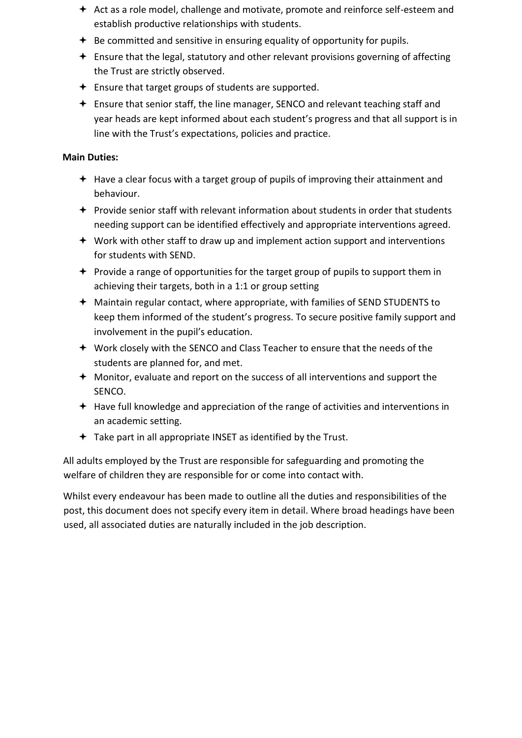- Act as a role model, challenge and motivate, promote and reinforce self-esteem and establish productive relationships with students.
- Be committed and sensitive in ensuring equality of opportunity for pupils.
- Ensure that the legal, statutory and other relevant provisions governing of affecting the Trust are strictly observed.
- Ensure that target groups of students are supported.
- Ensure that senior staff, the line manager, SENCO and relevant teaching staff and year heads are kept informed about each student's progress and that all support is in line with the Trust's expectations, policies and practice.

**Main Duties:**

- Have a clear focus with a target group of pupils of improving their attainment and behaviour.
- Provide senior staff with relevant information about students in order that students needing support can be identified effectively and appropriate interventions agreed.
- Work with other staff to draw up and implement action support and interventions for students with SEND.
- Provide a range of opportunities for the target group of pupils to support them in achieving their targets, both in a 1:1 or group setting
- Maintain regular contact, where appropriate, with families of SEND STUDENTS to keep them informed of the student's progress. To secure positive family support and involvement in the pupil's education.
- Work closely with the SENCO and Class Teacher to ensure that the needs of the students are planned for, and met.
- Monitor, evaluate and report on the success of all interventions and support the SENCO.
- Have full knowledge and appreciation of the range of activities and interventions in an academic setting.
- Take part in all appropriate INSET as identified by the Trust.

All adults employed by the Trust are responsible for safeguarding and promoting the welfare of children they are responsible for or come into contact with.

Whilst every endeavour has been made to outline all the duties and responsibilities of the post, this document does not specify every item in detail. Where broad headings have been used, all associated duties are naturally included in the job description.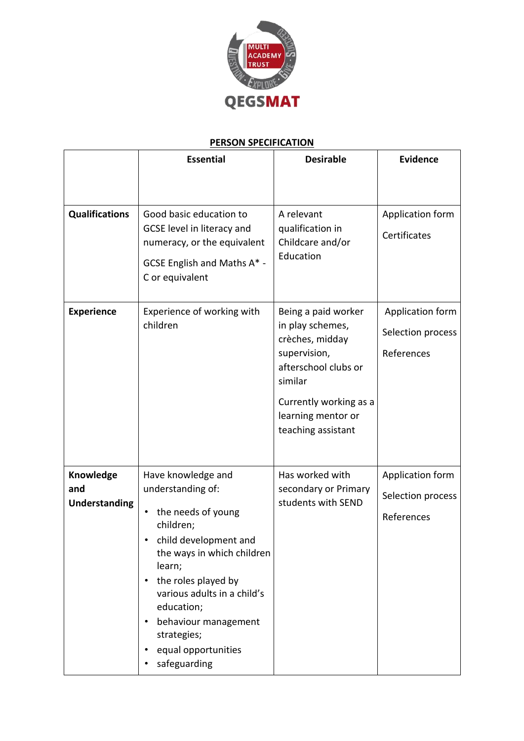QEGSMAT

**PERSON SPECIFICATION**

| | Essential | Desirable | Evidence |
|---|---|---|---|
| **Qualifications** | Good basic education to GCSE level in literacy and numeracy, or the equivalent<br><br>GCSE English and Maths A* - C or equivalent | A relevant qualification in Childcare and/or Education | Application form<br><br>Certificates |
| **Experience** | Experience of working with children | Being a paid worker in play schemes, crèches, midday supervision, afterschool clubs or similar<br><br>Currently working as a learning mentor or teaching assistant | Application form<br><br>Selection process<br><br>References |
| **Knowledge and Understanding** | Have knowledge and understanding of:<br>• the needs of young children;<br>• child development and the ways in which children learn;<br>• the roles played by various adults in a child's education;<br>• behaviour management strategies;<br>• equal opportunities<br>• safeguarding | Has worked with secondary or Primary students with SEND | Application form<br><br>Selection process<br><br>References |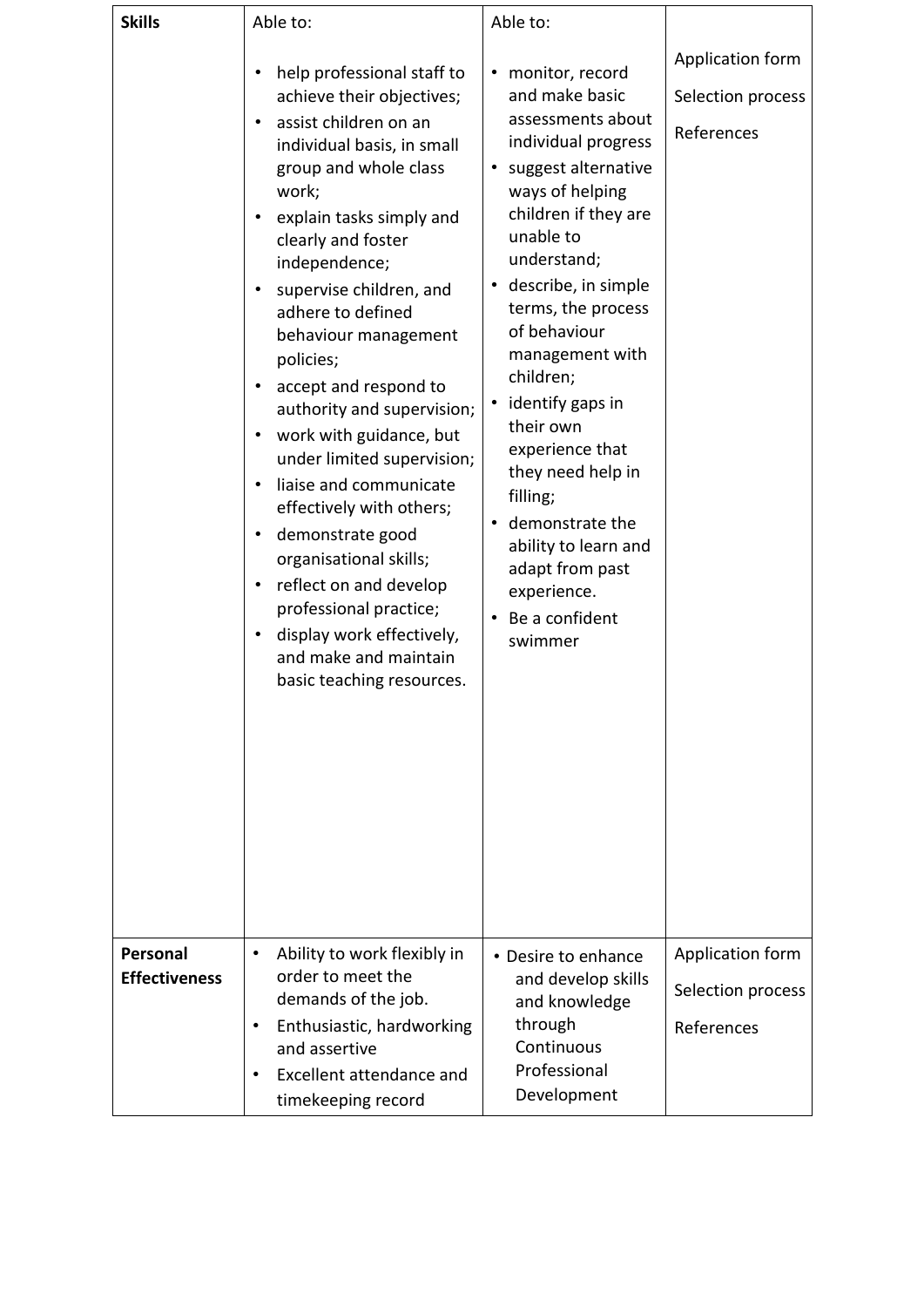| **Skills** | Able to:<br><br>• help professional staff to achieve their objectives;<br>• assist children on an individual basis, in small group and whole class work;<br>• explain tasks simply and clearly and foster independence;<br>• supervise children, and adhere to defined behaviour management policies;<br>• accept and respond to authority and supervision;<br>• work with guidance, but under limited supervision;<br>• liaise and communicate effectively with others;<br>• demonstrate good organisational skills;<br>• reflect on and develop professional practice;<br>• display work effectively, and make and maintain basic teaching resources. | Able to:<br><br>• monitor, record and make basic assessments about individual progress<br>• suggest alternative ways of helping children if they are unable to understand;<br>• describe, in simple terms, the process of behaviour management with children;<br>• identify gaps in their own experience that they need help in filling;<br>• demonstrate the ability to learn and adapt from past experience.<br>• Be a confident swimmer | Application form<br><br>Selection process<br><br>References |
|---|---|---|---|
| **Personal Effectiveness** | • Ability to work flexibly in order to meet the demands of the job.<br>• Enthusiastic, hardworking and assertive<br>• Excellent attendance and timekeeping record | • Desire to enhance and develop skills and knowledge through Continuous Professional Development | Application form<br><br>Selection process<br><br>References |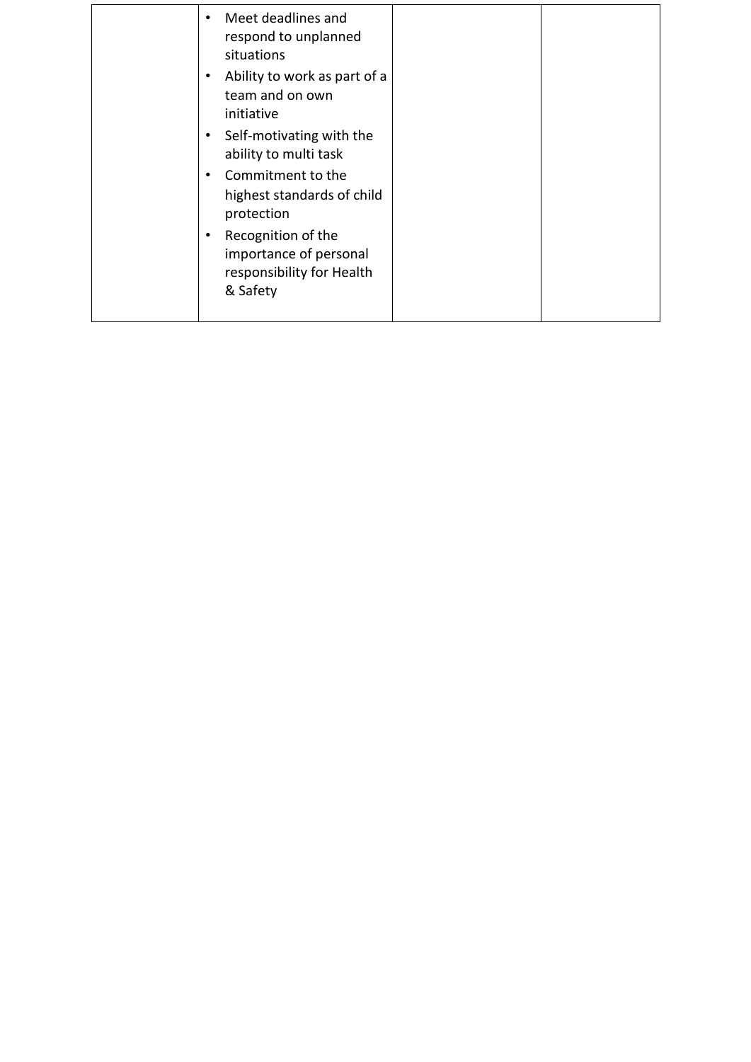| | | | |
|---|---|---|---|
| | • Meet deadlines and respond to unplanned situations<br>• Ability to work as part of a team and on own initiative<br>• Self-motivating with the ability to multi task<br>• Commitment to the highest standards of child protection<br>• Recognition of the importance of personal responsibility for Health & Safety | | |